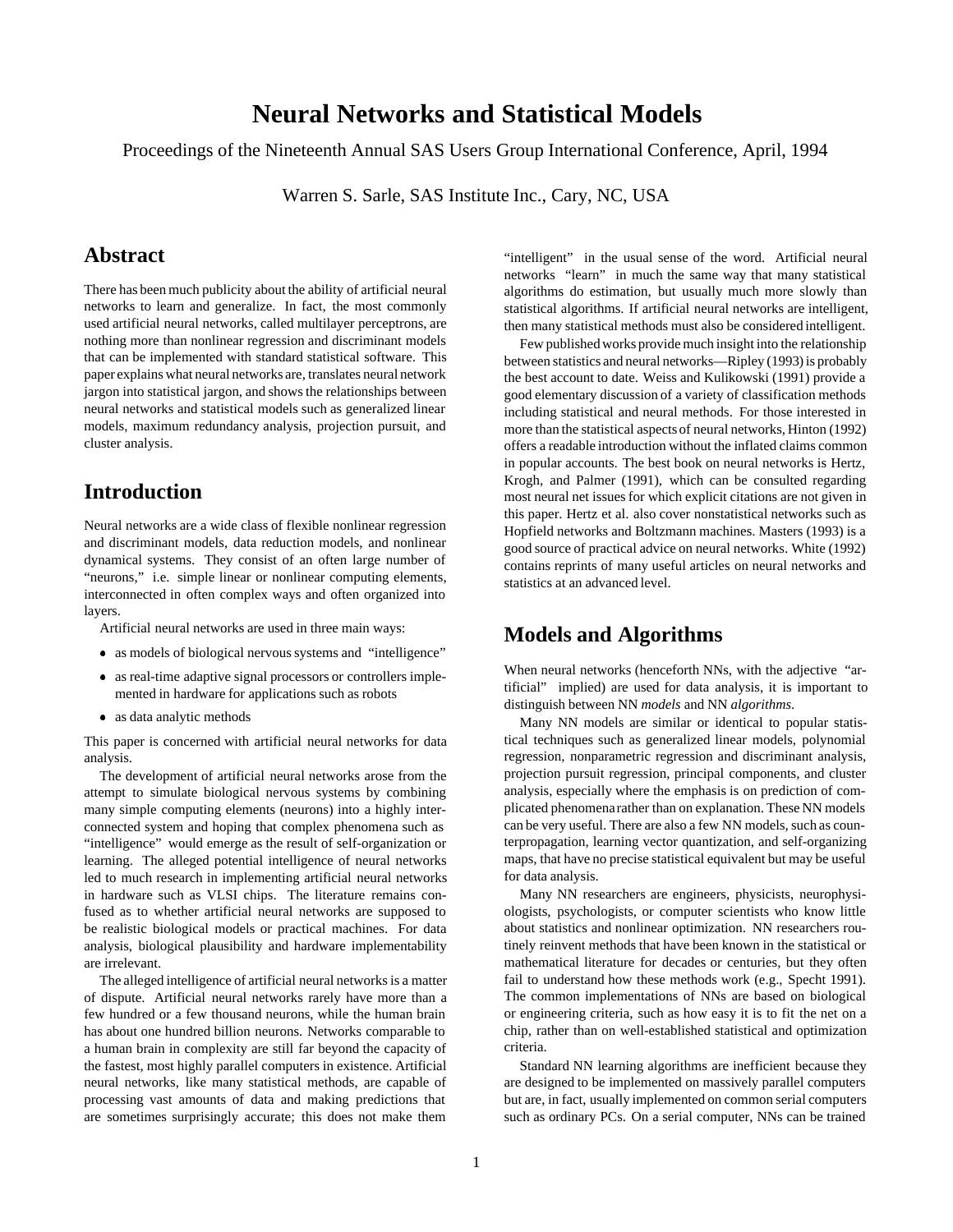# Neural Networks and Statistical Models

Proceedings of the Nineteenth Annual SAS Users Group International Conference, April, 1994

Warren S. Sarle, SAS Institute Inc., Cary, NC, USA

## Abstract

There has been much publicity about the ability of artificial neural networks to learn and generalize. In fact, the most commonly used artificial neural networks, called multilayer perceptrons, are nothing more than nonlinear regression and discriminant models that can be implemented with standard statistical software. This paper explains what neural networks are, translates neural network jargon into statistical jargon, and shows the relationships between neural networks and statistical models such as generalized linear models, maximum redundancy analysis, projection pursuit, and cluster analysis.

## Introduction

Neural networks are a wide class of flexible nonlinear regression and discriminant models, data reduction models, and nonlinear dynamical systems. They consist of an often large number of "neurons," i.e. simple linear or nonlinear computing elements, interconnected in often complex ways and often organized into layers.

Artificial neural networks are used in three main ways:

- as models of biological nervous systems and "intelligence"
- as real-time adaptive signal processors or controllers implemented in hardware for applications such as robots
- as data analytic methods

This paper is concerned with artificial neural networks for data analysis.

The development of artificial neural networks arose from the attempt to simulate biological nervous systems by combining many simple computing elements (neurons) into a highly interconnected system and hoping that complex phenomena such as "intelligence" would emerge as the result of self-organization or learning. The alleged potential intelligence of neural networks led to much research in implementing artificial neural networks in hardware such as VLSI chips. The literature remains confused as to whether artificial neural networks are supposed to be realistic biological models or practical machines. For data analysis, biological plausibility and hardware implementability are irrelevant.

The alleged intelligence of artificial neural networks is a matter of dispute. Artificial neural networks rarely have more than a few hundred or a few thousand neurons, while the human brain has about one hundred billion neurons. Networks comparable to a human brain in complexity are still far beyond the capacity of the fastest, most highly parallel computers in existence. Artificial neural networks, like many statistical methods, are capable of processing vast amounts of data and making predictions that are sometimes surprisingly accurate; this does not make them "intelligent" in the usual sense of the word. Artificial neural networks "learn" in much the same way that many statistical algorithms do estimation, but usually much more slowly than statistical algorithms. If artificial neural networks are intelligent, then many statistical methods must also be considered intelligent.

Few published works provide much insight into the relationship between statistics and neural networks—Ripley (1993) is probably the best account to date. Weiss and Kulikowski (1991) provide a good elementary discussion of a variety of classification methods including statistical and neural methods. For those interested in more than the statistical aspects of neural networks, Hinton (1992) offers a readable introduction without the inflated claims common in popular accounts. The best book on neural networks is Hertz, Krogh, and Palmer (1991), which can be consulted regarding most neural net issues for which explicit citations are not given in this paper. Hertz et al. also cover nonstatistical networks such as Hopfield networks and Boltzmann machines. Masters (1993) is a good source of practical advice on neural networks. White (1992) contains reprints of many useful articles on neural networks and statistics at an advanced level.

## Models and Algorithms

When neural networks (henceforth NNs, with the adjective "artificial" implied) are used for data analysis, it is important to distinguish between NN *models* and NN *algorithms*.

Many NN models are similar or identical to popular statistical techniques such as generalized linear models, polynomial regression, nonparametric regression and discriminant analysis, projection pursuit regression, principal components, and cluster analysis, especially where the emphasis is on prediction of complicated phenomena rather than on explanation. These NN models can be very useful. There are also a few NN models, such as counterpropagation, learning vector quantization, and self-organizing maps, that have no precise statistical equivalent but may be useful for data analysis.

Many NN researchers are engineers, physicists, neurophysiologists, psychologists, or computer scientists who know little about statistics and nonlinear optimization. NN researchers routinely reinvent methods that have been known in the statistical or mathematical literature for decades or centuries, but they often fail to understand how these methods work (e.g., Specht 1991). The common implementations of NNs are based on biological or engineering criteria, such as how easy it is to fit the net on a chip, rather than on well-established statistical and optimization criteria.

Standard NN learning algorithms are inefficient because they are designed to be implemented on massively parallel computers but are, in fact, usually implemented on common serial computers such as ordinary PCs. On a serial computer, NNs can be trained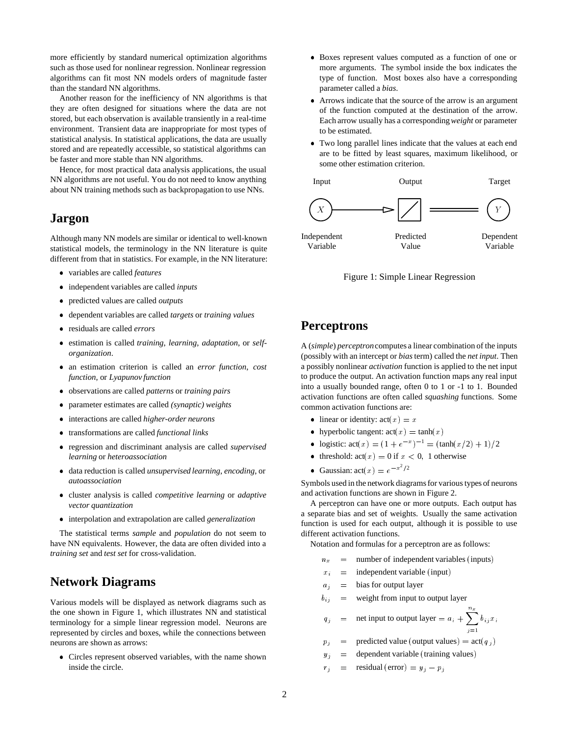more efficiently by standard numerical optimization algorithms such as those used for nonlinear regression. Nonlinear regression algorithms can fit most NN models orders of magnitude faster than the standard NN algorithms.

Another reason for the inefficiency of NN algorithms is that they are often designed for situations where the data are not stored, but each observation is available transiently in a real-time environment. Transient data are inappropriate for most types of statistical analysis. In statistical applications, the data are usually stored and are repeatedly accessible, so statistical algorithms can be faster and more stable than NN algorithms.

Hence, for most practical data analysis applications, the usual NN algorithms are not useful. You do not need to know anything about NN training methods such as backpropagation to use NNs.

## Jargon

Although many NN models are similar or identical to well-known statistical models, the terminology in the NN literature is quite different from that in statistics. For example, in the NN literature:

- variables are called *features*
- independent variables are called *inputs*
- predicted values are called *outputs*
- dependent variables are called *targets* or *training values*
- residuals are called *errors*
- estimation is called *training*, *learning*, *adaptation*, or *self-organization*.
- an estimation criterion is called an *error function*, *cost function*, or *Lyapunov function*
- observations are called *patterns* or *training pairs*
- parameter estimates are called *(synaptic) weights*
- interactions are called *higher-order neurons*
- transformations are called *functional links*
- regression and discriminant analysis are called *supervised learning* or *heteroassociation*
- data reduction is called *unsupervised learning*, *encoding*, or *autoassociation*
- cluster analysis is called *competitive learning* or *adaptive vector quantization*
- interpolation and extrapolation are called *generalization*

The statistical terms *sample* and *population* do not seem to have NN equivalents. However, the data are often divided into a *training set* and *test set* for cross-validation.

## Network Diagrams

Various models will be displayed as network diagrams such as the one shown in Figure 1, which illustrates NN and statistical terminology for a simple linear regression model. Neurons are represented by circles and boxes, while the connections between neurons are shown as arrows:

- Circles represent observed variables, with the name shown inside the circle.
- Boxes represent values computed as a function of one or more arguments. The symbol inside the box indicates the type of function. Most boxes also have a corresponding parameter called a *bias*.
- Arrows indicate that the source of the arrow is an argument of the function computed at the destination of the arrow. Each arrow usually has a corresponding *weight* or parameter to be estimated.
- Two long parallel lines indicate that the values at each end are to be fitted by least squares, maximum likelihood, or some other estimation criterion.

| Input | Output | Target |
|---|---|---|
| $X$ | (linear box) | $Y$ |
| Independent Variable | Predicted Value | Dependent Variable |

Figure 1: Simple Linear Regression

## Perceptrons

A (*simple*) *perceptron* computes a linear combination of the inputs (possibly with an intercept or *bias* term) called the *net input*. Then a possibly nonlinear *activation* function is applied to the net input to produce the output. An activation function maps any real input into a usually bounded range, often 0 to 1 or -1 to 1. Bounded activation functions are often called *squashing* functions. Some common activation functions are:

- linear or identity: $\text{act}(x) = x$
- hyperbolic tangent: $\text{act}(x) = \tanh(x)$
- logistic: $\text{act}(x) = (1 + e^{-x})^{-1} = (\tanh(x/2) + 1)/2$
- threshold: $\text{act}(x) = 0$ if $x < 0$, 1 otherwise
- Gaussian: $\text{act}(x) = e^{-x^2/2}$

Symbols used in the network diagrams for various types of neurons and activation functions are shown in Figure 2.

A perceptron can have one or more outputs. Each output has a separate bias and set of weights. Usually the same activation function is used for each output, although it is possible to use different activation functions.

Notation and formulas for a perceptron are as follows:

$$
\begin{aligned}
n_x &= \text{number of independent variables (inputs)} \\
x_i &= \text{independent variable (input)} \\
a_j &= \text{bias for output layer} \\
b_{ij} &= \text{weight from input to output layer} \\
q_j &= \text{net input to output layer} = a_i + \sum_{j=1}^{n_x} b_{ij} x_i \\
p_j &= \text{predicted value (output values)} = \text{act}(q_j) \\
y_j &= \text{dependent variable (training values)} \\
r_j &= \text{residual (error)} = y_j - p_j
\end{aligned}
$$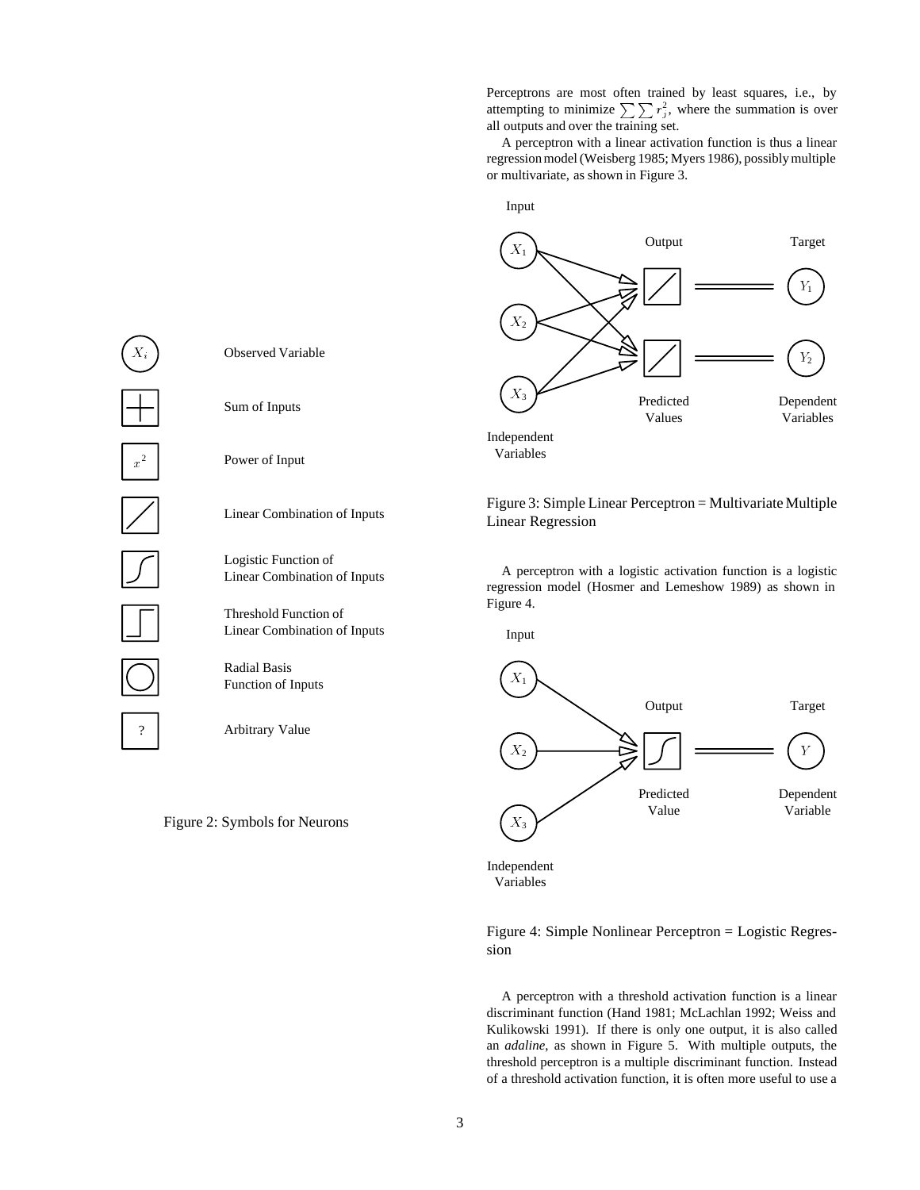Figure 2: Symbols for Neurons

Perceptrons are most often trained by least squares, i.e., by attempting to minimize $\sum \sum r_j^2$, where the summation is over all outputs and over the training set.

A perceptron with a linear activation function is thus a linear regression model (Weisberg 1985; Myers 1986), possibly multiple or multivariate, as shown in Figure 3.

Figure 3: Simple Linear Perceptron = Multivariate Multiple Linear Regression

A perceptron with a logistic activation function is a logistic regression model (Hosmer and Lemeshow 1989) as shown in Figure 4.

Figure 4: Simple Nonlinear Perceptron = Logistic Regression

A perceptron with a threshold activation function is a linear discriminant function (Hand 1981; McLachlan 1992; Weiss and Kulikowski 1991). If there is only one output, it is also called an *adaline*, as shown in Figure 5. With multiple outputs, the threshold perceptron is a multiple discriminant function. Instead of a threshold activation function, it is often more useful to use a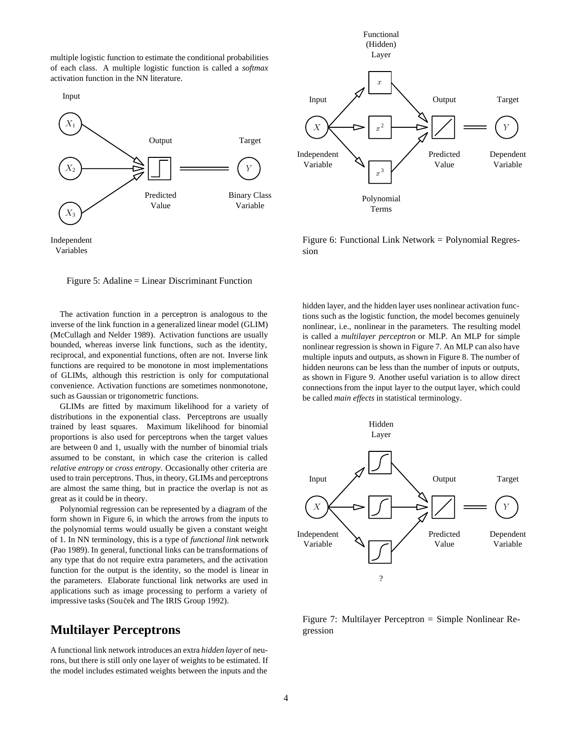multiple logistic function to estimate the conditional probabilities of each class. A multiple logistic function is called a *softmax* activation function in the NN literature.

Figure 5: Adaline = Linear Discriminant Function

The activation function in a perceptron is analogous to the inverse of the link function in a generalized linear model (GLIM) (McCullagh and Nelder 1989). Activation functions are usually bounded, whereas inverse link functions, such as the identity, reciprocal, and exponential functions, often are not. Inverse link functions are required to be monotone in most implementations of GLIMs, although this restriction is only for computational convenience. Activation functions are sometimes nonmonotone, such as Gaussian or trigonometric functions.

GLIMs are fitted by maximum likelihood for a variety of distributions in the exponential class. Perceptrons are usually trained by least squares. Maximum likelihood for binomial proportions is also used for perceptrons when the target values are between 0 and 1, usually with the number of binomial trials assumed to be constant, in which case the criterion is called *relative entropy* or *cross entropy*. Occasionally other criteria are used to train perceptrons. Thus, in theory, GLIMs and perceptrons are almost the same thing, but in practice the overlap is not as great as it could be in theory.

Polynomial regression can be represented by a diagram of the form shown in Figure 6, in which the arrows from the inputs to the polynomial terms would usually be given a constant weight of 1. In NN terminology, this is a type of *functional link* network (Pao 1989). In general, functional links can be transformations of any type that do not require extra parameters, and the activation function for the output is the identity, so the model is linear in the parameters. Elaborate functional link networks are used in applications such as image processing to perform a variety of impressive tasks (Souček and The IRIS Group 1992).

Figure 6: Functional Link Network = Polynomial Regression

## Multilayer Perceptrons

A functional link network introduces an extra *hidden layer* of neurons, but there is still only one layer of weights to be estimated. If the model includes estimated weights between the inputs and the hidden layer, and the hidden layer uses nonlinear activation functions such as the logistic function, the model becomes genuinely nonlinear, i.e., nonlinear in the parameters. The resulting model is called a *multilayer perceptron* or MLP. An MLP for simple nonlinear regression is shown in Figure 7. An MLP can also have multiple inputs and outputs, as shown in Figure 8. The number of hidden neurons can be less than the number of inputs or outputs, as shown in Figure 9. Another useful variation is to allow direct connections from the input layer to the output layer, which could be called *main effects* in statistical terminology.

Figure 7: Multilayer Perceptron = Simple Nonlinear Regression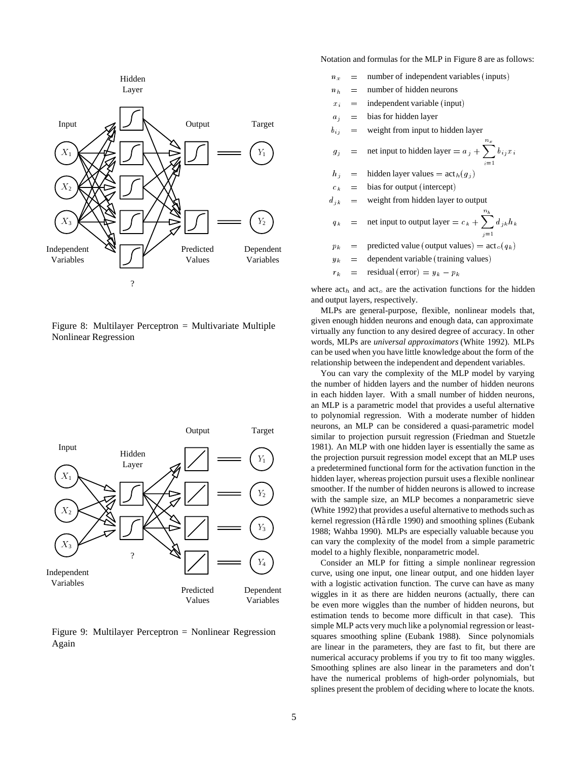Figure 8: Multilayer Perceptron = Multivariate Multiple Nonlinear Regression

Figure 9: Multilayer Perceptron = Nonlinear Regression Again

Notation and formulas for the MLP in Figure 8 are as follows:

$$
\begin{aligned}
n_x &= \text{number of independent variables (inputs)} \\
n_h &= \text{number of hidden neurons} \\
x_i &= \text{independent variable (input)} \\
a_j &= \text{bias for hidden layer} \\
b_{ij} &= \text{weight from input to hidden layer} \\
g_j &= \text{net input to hidden layer} = a_j + \sum_{i=1}^{n_x} b_{ij} x_i \\
h_j &= \text{hidden layer values} = \text{act}_h(g_j) \\
c_k &= \text{bias for output (intercept)} \\
d_{jk} &= \text{weight from hidden layer to output} \\
q_k &= \text{net input to output layer} = c_k + \sum_{j=1}^{n_h} d_{jk} h_k \\
p_k &= \text{predicted value (output values)} = \text{act}_o(q_k) \\
y_k &= \text{dependent variable (training values)} \\
r_k &= \text{residual (error)} = y_k - p_k
\end{aligned}
$$

where $\text{act}_h$ and $\text{act}_o$ are the activation functions for the hidden and output layers, respectively.

MLPs are general-purpose, flexible, nonlinear models that, given enough hidden neurons and enough data, can approximate virtually any function to any desired degree of accuracy. In other words, MLPs are *universal approximators* (White 1992). MLPs can be used when you have little knowledge about the form of the relationship between the independent and dependent variables.

You can vary the complexity of the MLP model by varying the number of hidden layers and the number of hidden neurons in each hidden layer. With a small number of hidden neurons, an MLP is a parametric model that provides a useful alternative to polynomial regression. With a moderate number of hidden neurons, an MLP can be considered a quasi-parametric model similar to projection pursuit regression (Friedman and Stuetzle 1981). An MLP with one hidden layer is essentially the same as the projection pursuit regression model except that an MLP uses a predetermined functional form for the activation function in the hidden layer, whereas projection pursuit uses a flexible nonlinear smoother. If the number of hidden neurons is allowed to increase with the sample size, an MLP becomes a nonparametric sieve (White 1992) that provides a useful alternative to methods such as kernel regression (Härdle 1990) and smoothing splines (Eubank 1988; Wahba 1990). MLPs are especially valuable because you can vary the complexity of the model from a simple parametric model to a highly flexible, nonparametric model.

Consider an MLP for fitting a simple nonlinear regression curve, using one input, one linear output, and one hidden layer with a logistic activation function. The curve can have as many wiggles in it as there are hidden neurons (actually, there can be even more wiggles than the number of hidden neurons, but estimation tends to become more difficult in that case). This simple MLP acts very much like a polynomial regression or least-squares smoothing spline (Eubank 1988). Since polynomials are linear in the parameters, they are fast to fit, but there are numerical accuracy problems if you try to fit too many wiggles. Smoothing splines are also linear in the parameters and don't have the numerical problems of high-order polynomials, but splines present the problem of deciding where to locate the knots.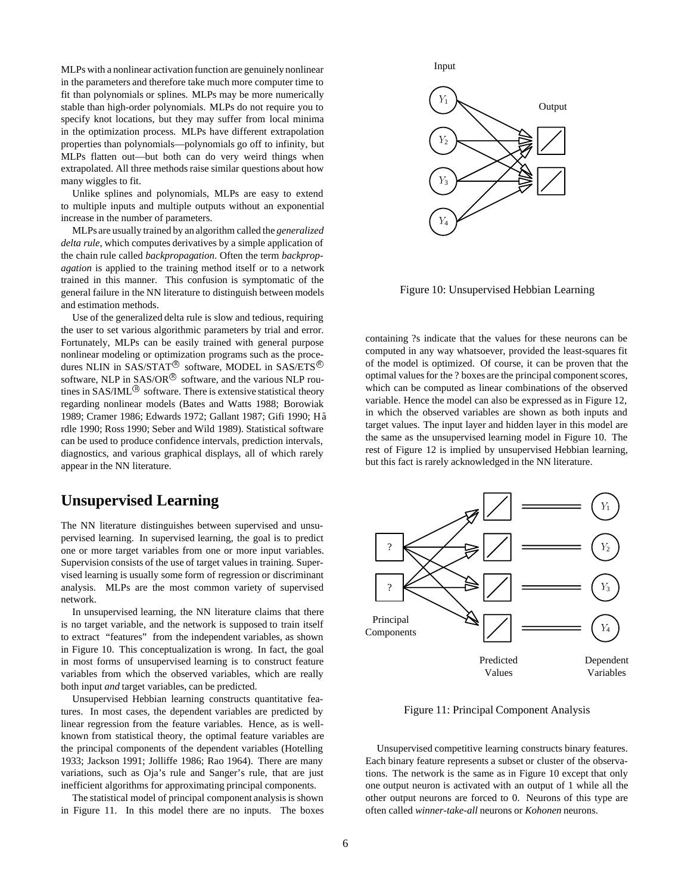MLPs with a nonlinear activation function are genuinely nonlinear in the parameters and therefore take much more computer time to fit than polynomials or splines. MLPs may be more numerically stable than high-order polynomials. MLPs do not require you to specify knot locations, but they may suffer from local minima in the optimization process. MLPs have different extrapolation properties than polynomials—polynomials go off to infinity, but MLPs flatten out—but both can do very weird things when extrapolated. All three methods raise similar questions about how many wiggles to fit.

Unlike splines and polynomials, MLPs are easy to extend to multiple inputs and multiple outputs without an exponential increase in the number of parameters.

MLPs are usually trained by an algorithm called the *generalized delta rule*, which computes derivatives by a simple application of the chain rule called *backpropagation*. Often the term *backpropagation* is applied to the training method itself or to a network trained in this manner. This confusion is symptomatic of the general failure in the NN literature to distinguish between models and estimation methods.

Use of the generalized delta rule is slow and tedious, requiring the user to set various algorithmic parameters by trial and error. Fortunately, MLPs can be easily trained with general purpose nonlinear modeling or optimization programs such as the procedures NLIN in SAS/STAT® software, MODEL in SAS/ETS® software, NLP in SAS/OR® software, and the various NLP routines in SAS/IML® software. There is extensive statistical theory regarding nonlinear models (Bates and Watts 1988; Borowiak 1989; Cramer 1986; Edwards 1972; Gallant 1987; Gifi 1990; Härdle 1990; Ross 1990; Seber and Wild 1989). Statistical software can be used to produce confidence intervals, prediction intervals, diagnostics, and various graphical displays, all of which rarely appear in the NN literature.

## Unsupervised Learning

The NN literature distinguishes between supervised and unsupervised learning. In supervised learning, the goal is to predict one or more target variables from one or more input variables. Supervision consists of the use of target values in training. Supervised learning is usually some form of regression or discriminant analysis. MLPs are the most common variety of supervised network.

In unsupervised learning, the NN literature claims that there is no target variable, and the network is supposed to train itself to extract "features" from the independent variables, as shown in Figure 10. This conceptualization is wrong. In fact, the goal in most forms of unsupervised learning is to construct feature variables from which the observed variables, which are really both input *and* target variables, can be predicted.

Unsupervised Hebbian learning constructs quantitative features. In most cases, the dependent variables are predicted by linear regression from the feature variables. Hence, as is well-known from statistical theory, the optimal feature variables are the principal components of the dependent variables (Hotelling 1933; Jackson 1991; Jolliffe 1986; Rao 1964). There are many variations, such as Oja's rule and Sanger's rule, that are just inefficient algorithms for approximating principal components.

The statistical model of principal component analysis is shown in Figure 11. In this model there are no inputs. The boxes containing ?s indicate that the values for these neurons can be computed in any way whatsoever, provided the least-squares fit of the model is optimized. Of course, it can be proven that the optimal values for the ? boxes are the principal component scores, which can be computed as linear combinations of the observed variable. Hence the model can also be expressed as in Figure 12, in which the observed variables are shown as both inputs and target values. The input layer and hidden layer in this model are the same as the unsupervised learning model in Figure 10. The rest of Figure 12 is implied by unsupervised Hebbian learning, but this fact is rarely acknowledged in the NN literature.

Figure 10: Unsupervised Hebbian Learning

Figure 11: Principal Component Analysis

Unsupervised competitive learning constructs binary features. Each binary feature represents a subset or cluster of the observations. The network is the same as in Figure 10 except that only one output neuron is activated with an output of 1 while all the other output neurons are forced to 0. Neurons of this type are often called *winner-take-all* neurons or *Kohonen* neurons.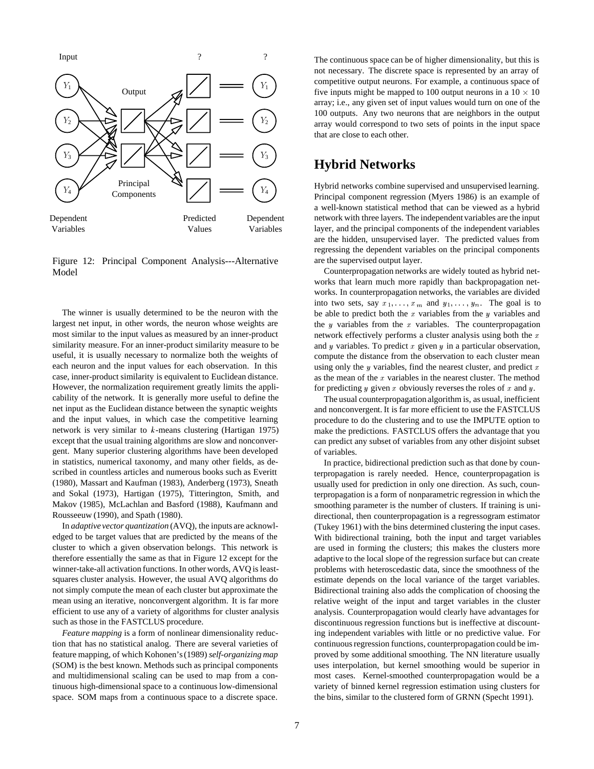Figure 12: Principal Component Analysis---Alternative Model

The winner is usually determined to be the neuron with the largest net input, in other words, the neuron whose weights are most similar to the input values as measured by an inner-product similarity measure. For an inner-product similarity measure to be useful, it is usually necessary to normalize both the weights of each neuron and the input values for each observation. In this case, inner-product similarity is equivalent to Euclidean distance. However, the normalization requirement greatly limits the applicability of the network. It is generally more useful to define the net input as the Euclidean distance between the synaptic weights and the input values, in which case the competitive learning network is very similar to $k$-means clustering (Hartigan 1975) except that the usual training algorithms are slow and nonconvergent. Many superior clustering algorithms have been developed in statistics, numerical taxonomy, and many other fields, as described in countless articles and numerous books such as Everitt (1980), Massart and Kaufman (1983), Anderberg (1973), Sneath and Sokal (1973), Hartigan (1975), Titterington, Smith, and Makov (1985), McLachlan and Basford (1988), Kaufmann and Rousseeuw (1990), and Spath (1980).

In *adaptive vector quantization* (AVQ), the inputs are acknowledged to be target values that are predicted by the means of the cluster to which a given observation belongs. This network is therefore essentially the same as that in Figure 12 except for the winner-take-all activation functions. In other words, AVQ is least-squares cluster analysis. However, the usual AVQ algorithms do not simply compute the mean of each cluster but approximate the mean using an iterative, nonconvergent algorithm. It is far more efficient to use any of a variety of algorithms for cluster analysis such as those in the FASTCLUS procedure.

*Feature mapping* is a form of nonlinear dimensionality reduction that has no statistical analog. There are several varieties of feature mapping, of which Kohonen's (1989) *self-organizing map* (SOM) is the best known. Methods such as principal components and multidimensional scaling can be used to map from a continuous high-dimensional space to a continuous low-dimensional space. SOM maps from a continuous space to a discrete space. The continuous space can be of higher dimensionality, but this is not necessary. The discrete space is represented by an array of competitive output neurons. For example, a continuous space of five inputs might be mapped to 100 output neurons in a $10 \times 10$ array; i.e., any given set of input values would turn on one of the 100 outputs. Any two neurons that are neighbors in the output array would correspond to two sets of points in the input space that are close to each other.

## Hybrid Networks

Hybrid networks combine supervised and unsupervised learning. Principal component regression (Myers 1986) is an example of a well-known statistical method that can be viewed as a hybrid network with three layers. The independent variables are the input layer, and the principal components of the independent variables are the hidden, unsupervised layer. The predicted values from regressing the dependent variables on the principal components are the supervised output layer.

Counterpropagation networks are widely touted as hybrid networks that learn much more rapidly than backpropagation networks. In counterpropagation networks, the variables are divided into two sets, say $x_1, \ldots, x_m$ and $y_1, \ldots, y_n$. The goal is to be able to predict both the $x$ variables from the $y$ variables and the $y$ variables from the $x$ variables. The counterpropagation network effectively performs a cluster analysis using both the $x$ and $y$ variables. To predict $x$ given $y$ in a particular observation, compute the distance from the observation to each cluster mean using only the $y$ variables, find the nearest cluster, and predict $x$ as the mean of the $x$ variables in the nearest cluster. The method for predicting $y$ given $x$ obviously reverses the roles of $x$ and $y$.

The usual counterpropagation algorithm is, as usual, inefficient and nonconvergent. It is far more efficient to use the FASTCLUS procedure to do the clustering and to use the IMPUTE option to make the predictions. FASTCLUS offers the advantage that you can predict any subset of variables from any other disjoint subset of variables.

In practice, bidirectional prediction such as that done by counterpropagation is rarely needed. Hence, counterpropagation is usually used for prediction in only one direction. As such, counterpropagation is a form of nonparametric regression in which the smoothing parameter is the number of clusters. If training is unidirectional, then counterpropagation is a regressogram estimator (Tukey 1961) with the bins determined clustering the input cases. With bidirectional training, both the input and target variables are used in forming the clusters; this makes the clusters more adaptive to the local slope of the regression surface but can create problems with heteroscedastic data, since the smoothness of the estimate depends on the local variance of the target variables. Bidirectional training also adds the complication of choosing the relative weight of the input and target variables in the cluster analysis. Counterpropagation would clearly have advantages for discontinuous regression functions but is ineffective at discounting independent variables with little or no predictive value. For continuous regression functions, counterpropagation could be improved by some additional smoothing. The NN literature usually uses interpolation, but kernel smoothing would be superior in most cases. Kernel-smoothed counterpropagation would be a variety of binned kernel regression estimation using clusters for the bins, similar to the clustered form of GRNN (Specht 1991).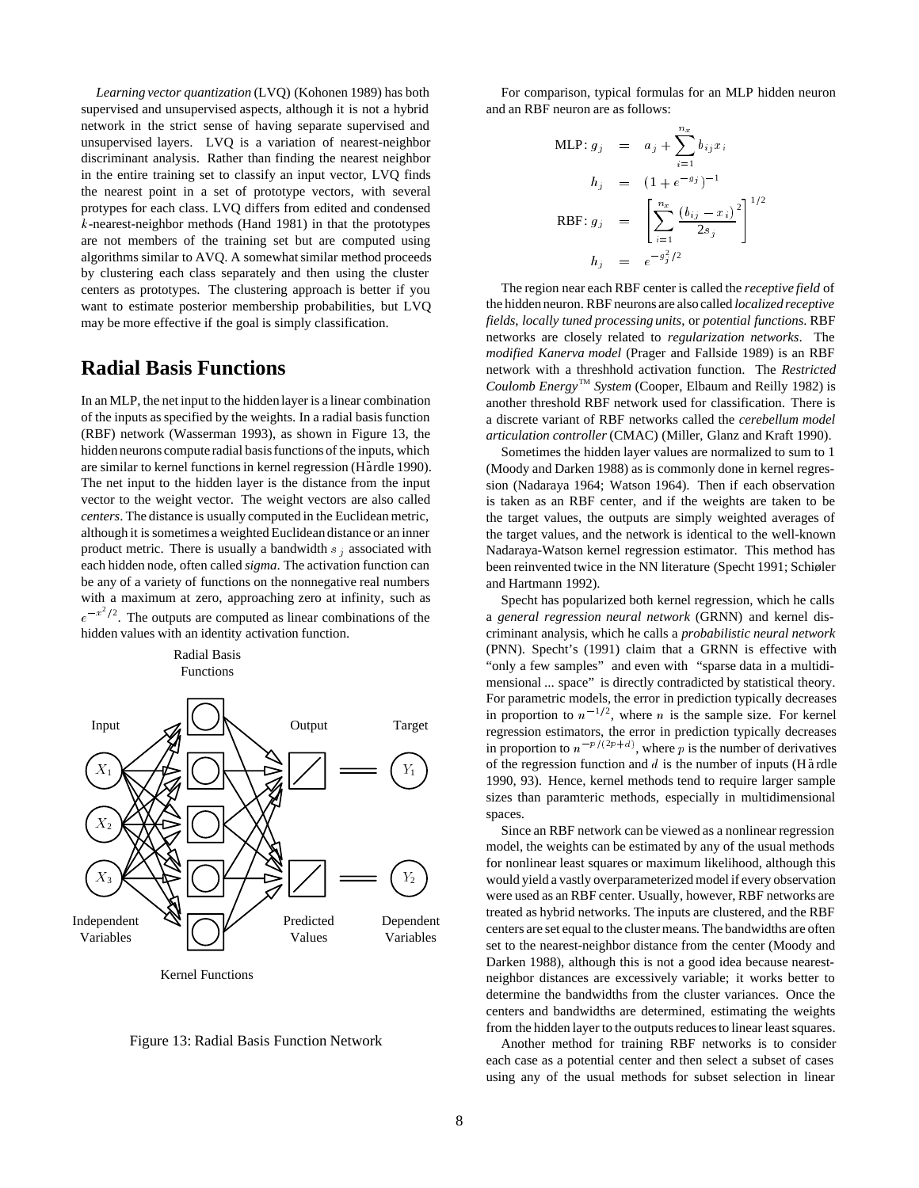*Learning vector quantization* (LVQ) (Kohonen 1989) has both supervised and unsupervised aspects, although it is not a hybrid network in the strict sense of having separate supervised and unsupervised layers. LVQ is a variation of nearest-neighbor discriminant analysis. Rather than finding the nearest neighbor in the entire training set to classify an input vector, LVQ finds the nearest point in a set of prototype vectors, with several protypes for each class. LVQ differs from edited and condensed $k$-nearest-neighbor methods (Hand 1981) in that the prototypes are not members of the training set but are computed using algorithms similar to AVQ. A somewhat similar method proceeds by clustering each class separately and then using the cluster centers as prototypes. The clustering approach is better if you want to estimate posterior membership probabilities, but LVQ may be more effective if the goal is simply classification.

## Radial Basis Functions

In an MLP, the net input to the hidden layer is a linear combination of the inputs as specified by the weights. In a radial basis function (RBF) network (Wasserman 1993), as shown in Figure 13, the hidden neurons compute radial basis functions of the inputs, which are similar to kernel functions in kernel regression (Härdle 1990). The net input to the hidden layer is the distance from the input vector to the weight vector. The weight vectors are also called *centers*. The distance is usually computed in the Euclidean metric, although it is sometimes a weighted Euclidean distance or an inner product metric. There is usually a bandwidth $s_j$ associated with each hidden node, often called *sigma*. The activation function can be any of a variety of functions on the nonnegative real numbers with a maximum at zero, approaching zero at infinity, such as $e^{-x^2/2}$. The outputs are computed as linear combinations of the hidden values with an identity activation function.

Figure 13: Radial Basis Function Network

For comparison, typical formulas for an MLP hidden neuron and an RBF neuron are as follows:

$$\begin{aligned}
\text{MLP: } g_j &= a_j + \sum_{i=1}^{n_x} b_{ij} x_i \\
h_j &= (1 + e^{-g_j})^{-1} \\
\text{RBF: } g_j &= \left[ \sum_{i=1}^{n_x} \frac{(b_{ij} - x_i)^2}{2 s_j} \right]^{1/2} \\
h_j &= e^{-g_j^2/2}
\end{aligned}$$

The region near each RBF center is called the *receptive field* of the hidden neuron. RBF neurons are also called *localized receptive fields*, *locally tuned processing units*, or *potential functions*. RBF networks are closely related to *regularization networks*. The *modified Kanerva model* (Prager and Fallside 1989) is an RBF network with a threshhold activation function. The *Restricted Coulomb Energy*™ *System* (Cooper, Elbaum and Reilly 1982) is another threshold RBF network used for classification. There is a discrete variant of RBF networks called the *cerebellum model articulation controller* (CMAC) (Miller, Glanz and Kraft 1990).

Sometimes the hidden layer values are normalized to sum to 1 (Moody and Darken 1988) as is commonly done in kernel regression (Nadaraya 1964; Watson 1964). Then if each observation is taken as an RBF center, and if the weights are taken to be the target values, the outputs are simply weighted averages of the target values, and the network is identical to the well-known Nadaraya-Watson kernel regression estimator. This method has been reinvented twice in the NN literature (Specht 1991; Schiøler and Hartmann 1992).

Specht has popularized both kernel regression, which he calls a *general regression neural network* (GRNN) and kernel discriminant analysis, which he calls a *probabilistic neural network* (PNN). Specht's (1991) claim that a GRNN is effective with "only a few samples" and even with "sparse data in a multidimensional ... space" is directly contradicted by statistical theory. For parametric models, the error in prediction typically decreases in proportion to $n^{-1/2}$, where $n$ is the sample size. For kernel regression estimators, the error in prediction typically decreases in proportion to $n^{-p/(2p+d)}$, where $p$ is the number of derivatives of the regression function and $d$ is the number of inputs (Härdle 1990, 93). Hence, kernel methods tend to require larger sample sizes than paramteric methods, especially in multidimensional spaces.

Since an RBF network can be viewed as a nonlinear regression model, the weights can be estimated by any of the usual methods for nonlinear least squares or maximum likelihood, although this would yield a vastly overparameterized model if every observation were used as an RBF center. Usually, however, RBF networks are treated as hybrid networks. The inputs are clustered, and the RBF centers are set equal to the cluster means. The bandwidths are often set to the nearest-neighbor distance from the center (Moody and Darken 1988), although this is not a good idea because nearest-neighbor distances are excessively variable; it works better to determine the bandwidths from the cluster variances. Once the centers and bandwidths are determined, estimating the weights from the hidden layer to the outputs reduces to linear least squares.

Another method for training RBF networks is to consider each case as a potential center and then select a subset of cases using any of the usual methods for subset selection in linear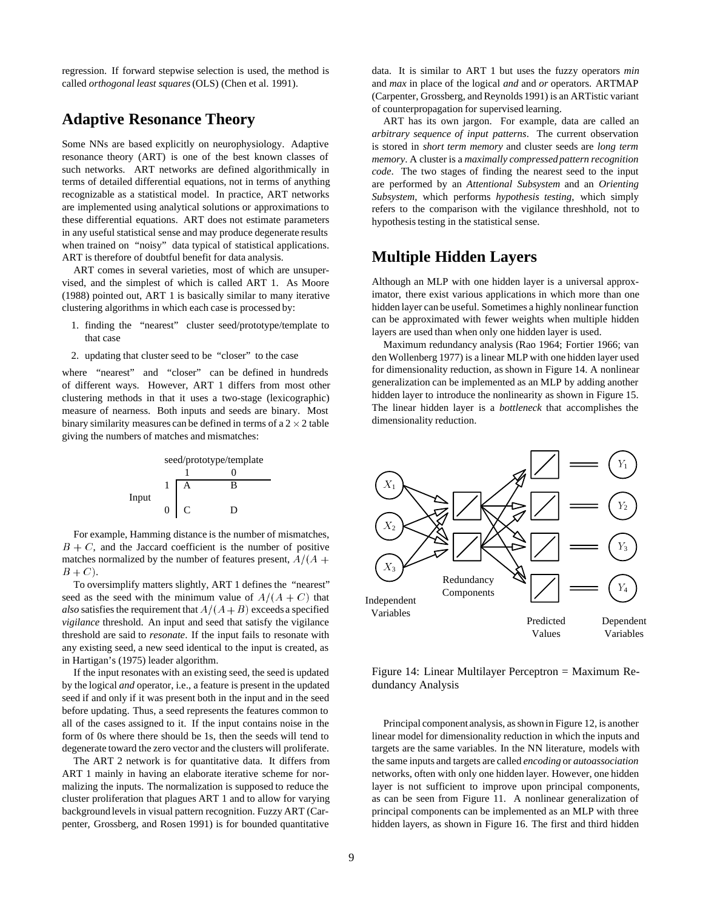regression. If forward stepwise selection is used, the method is called *orthogonal least squares* (OLS) (Chen et al. 1991).

## Adaptive Resonance Theory

Some NNs are based explicitly on neurophysiology. Adaptive resonance theory (ART) is one of the best known classes of such networks. ART networks are defined algorithmically in terms of detailed differential equations, not in terms of anything recognizable as a statistical model. In practice, ART networks are implemented using analytical solutions or approximations to these differential equations. ART does not estimate parameters in any useful statistical sense and may produce degenerate results when trained on "noisy" data typical of statistical applications. ART is therefore of doubtful benefit for data analysis.

ART comes in several varieties, most of which are unsupervised, and the simplest of which is called ART 1. As Moore (1988) pointed out, ART 1 is basically similar to many iterative clustering algorithms in which each case is processed by:

1. finding the "nearest" cluster seed/prototype/template to that case
2. updating that cluster seed to be "closer" to the case

where "nearest" and "closer" can be defined in hundreds of different ways. However, ART 1 differs from most other clustering methods in that it uses a two-stage (lexicographic) measure of nearness. Both inputs and seeds are binary. Most binary similarity measures can be defined in terms of a $2 \times 2$ table giving the numbers of matches and mismatches:

| | | seed/prototype/template | |
|---|---|---|---|
| | | 1 | 0 |
| Input | 1 | A | B |
| | 0 | C | D |

For example, Hamming distance is the number of mismatches, $B + C$, and the Jaccard coefficient is the number of positive matches normalized by the number of features present, $A/(A + B + C)$.

To oversimplify matters slightly, ART 1 defines the "nearest" seed as the seed with the minimum value of $A/(A + C)$ that *also* satisfies the requirement that $A/(A + B)$ exceeds a specified *vigilance* threshold. An input and seed that satisfy the vigilance threshold are said to *resonate*. If the input fails to resonate with any existing seed, a new seed identical to the input is created, as in Hartigan's (1975) leader algorithm.

If the input resonates with an existing seed, the seed is updated by the logical *and* operator, i.e., a feature is present in the updated seed if and only if it was present both in the input and in the seed before updating. Thus, a seed represents the features common to all of the cases assigned to it. If the input contains noise in the form of 0s where there should be 1s, then the seeds will tend to degenerate toward the zero vector and the clusters will proliferate.

The ART 2 network is for quantitative data. It differs from ART 1 mainly in having an elaborate iterative scheme for normalizing the inputs. The normalization is supposed to reduce the cluster proliferation that plagues ART 1 and to allow for varying background levels in visual pattern recognition. Fuzzy ART (Carpenter, Grossberg, and Rosen 1991) is for bounded quantitative data. It is similar to ART 1 but uses the fuzzy operators *min* and *max* in place of the logical *and* and *or* operators. ARTMAP (Carpenter, Grossberg, and Reynolds 1991) is an ARTistic variant of counterpropagation for supervised learning.

ART has its own jargon. For example, data are called an *arbitrary sequence of input patterns*. The current observation is stored in *short term memory* and cluster seeds are *long term memory*. A cluster is a *maximally compressed pattern recognition code*. The two stages of finding the nearest seed to the input are performed by an *Attentional Subsystem* and an *Orienting Subsystem*, which performs *hypothesis testing*, which simply refers to the comparison with the vigilance threshhold, not to hypothesis testing in the statistical sense.

## Multiple Hidden Layers

Although an MLP with one hidden layer is a universal approximator, there exist various applications in which more than one hidden layer can be useful. Sometimes a highly nonlinear function can be approximated with fewer weights when multiple hidden layers are used than when only one hidden layer is used.

Maximum redundancy analysis (Rao 1964; Fortier 1966; van den Wollenberg 1977) is a linear MLP with one hidden layer used for dimensionality reduction, as shown in Figure 14. A nonlinear generalization can be implemented as an MLP by adding another hidden layer to introduce the nonlinearity as shown in Figure 15. The linear hidden layer is a *bottleneck* that accomplishes the dimensionality reduction.

Figure 14: Linear Multilayer Perceptron = Maximum Redundancy Analysis

Principal component analysis, as shown in Figure 12, is another linear model for dimensionality reduction in which the inputs and targets are the same variables. In the NN literature, models with the same inputs and targets are called *encoding* or *autoassociation* networks, often with only one hidden layer. However, one hidden layer is not sufficient to improve upon principal components, as can be seen from Figure 11. A nonlinear generalization of principal components can be implemented as an MLP with three hidden layers, as shown in Figure 16. The first and third hidden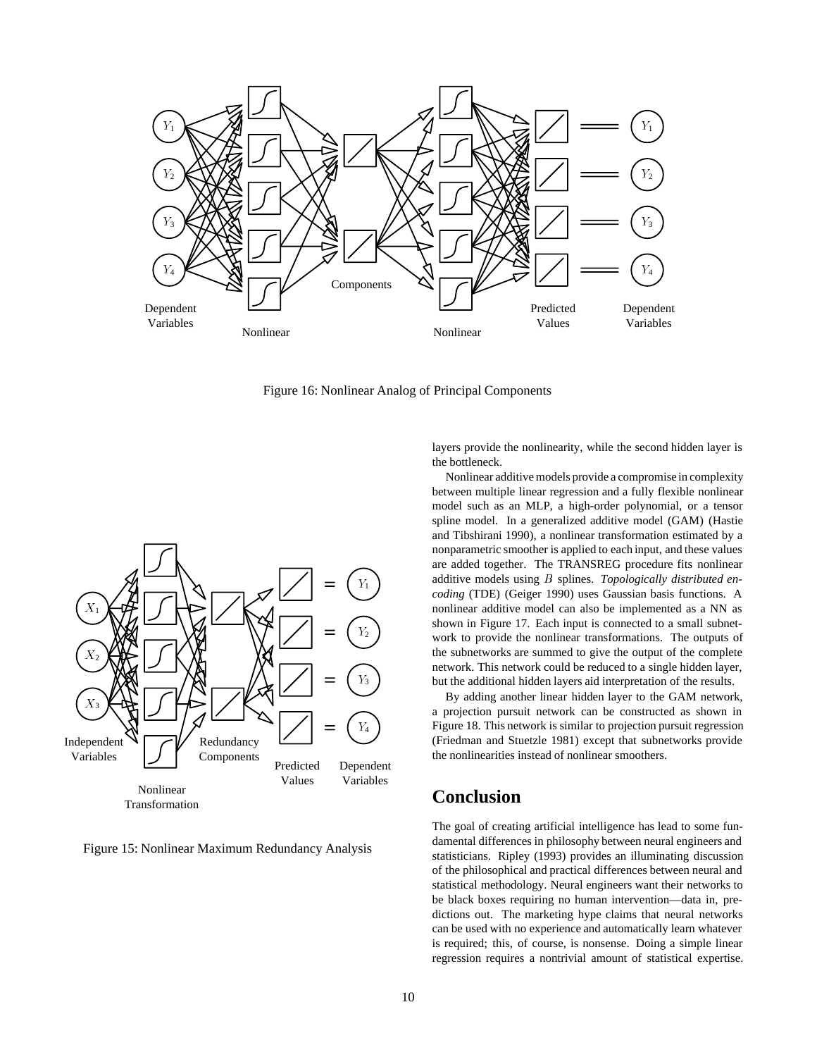Figure 16: Nonlinear Analog of Principal Components

Figure 15: Nonlinear Maximum Redundancy Analysis

layers provide the nonlinearity, while the second hidden layer is the bottleneck.

Nonlinear additive models provide a compromise in complexity between multiple linear regression and a fully flexible nonlinear model such as an MLP, a high-order polynomial, or a tensor spline model. In a generalized additive model (GAM) (Hastie and Tibshirani 1990), a nonlinear transformation estimated by a nonparametric smoother is applied to each input, and these values are added together. The TRANSREG procedure fits nonlinear additive models using $B$ splines. *Topologically distributed encoding* (TDE) (Geiger 1990) uses Gaussian basis functions. A nonlinear additive model can also be implemented as a NN as shown in Figure 17. Each input is connected to a small subnetwork to provide the nonlinear transformations. The outputs of the subnetworks are summed to give the output of the complete network. This network could be reduced to a single hidden layer, but the additional hidden layers aid interpretation of the results.

By adding another linear hidden layer to the GAM network, a projection pursuit network can be constructed as shown in Figure 18. This network is similar to projection pursuit regression (Friedman and Stuetzle 1981) except that subnetworks provide the nonlinearities instead of nonlinear smoothers.

## Conclusion

The goal of creating artificial intelligence has lead to some fundamental differences in philosophy between neural engineers and statisticians. Ripley (1993) provides an illuminating discussion of the philosophical and practical differences between neural and statistical methodology. Neural engineers want their networks to be black boxes requiring no human intervention—data in, predictions out. The marketing hype claims that neural networks can be used with no experience and automatically learn whatever is required; this, of course, is nonsense. Doing a simple linear regression requires a nontrivial amount of statistical expertise.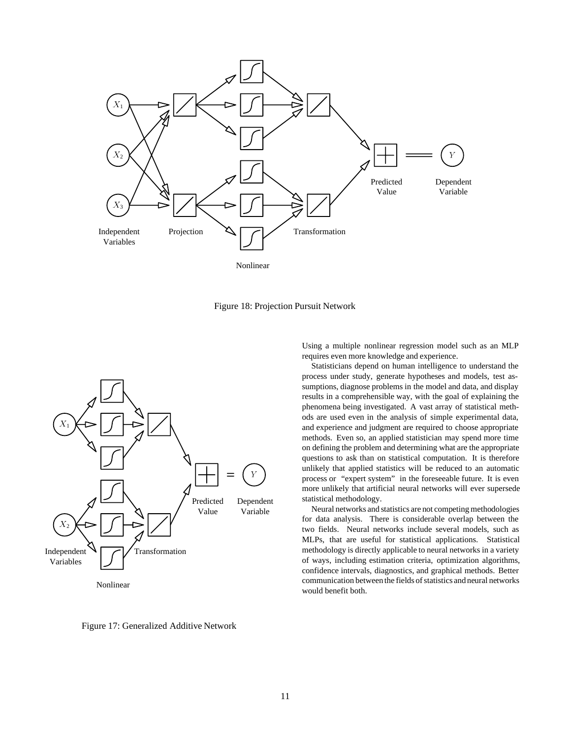Figure 18: Projection Pursuit Network

Figure 17: Generalized Additive Network

Using a multiple nonlinear regression model such as an MLP requires even more knowledge and experience.

Statisticians depend on human intelligence to understand the process under study, generate hypotheses and models, test assumptions, diagnose problems in the model and data, and display results in a comprehensible way, with the goal of explaining the phenomena being investigated. A vast array of statistical methods are used even in the analysis of simple experimental data, and experience and judgment are required to choose appropriate methods. Even so, an applied statistician may spend more time on defining the problem and determining what are the appropriate questions to ask than on statistical computation. It is therefore unlikely that applied statistics will be reduced to an automatic process or "expert system" in the foreseeable future. It is even more unlikely that artificial neural networks will ever supersede statistical methodology.

Neural networks and statistics are not competing methodologies for data analysis. There is considerable overlap between the two fields. Neural networks include several models, such as MLPs, that are useful for statistical applications. Statistical methodology is directly applicable to neural networks in a variety of ways, including estimation criteria, optimization algorithms, confidence intervals, diagnostics, and graphical methods. Better communication between the fields of statistics and neural networks would benefit both.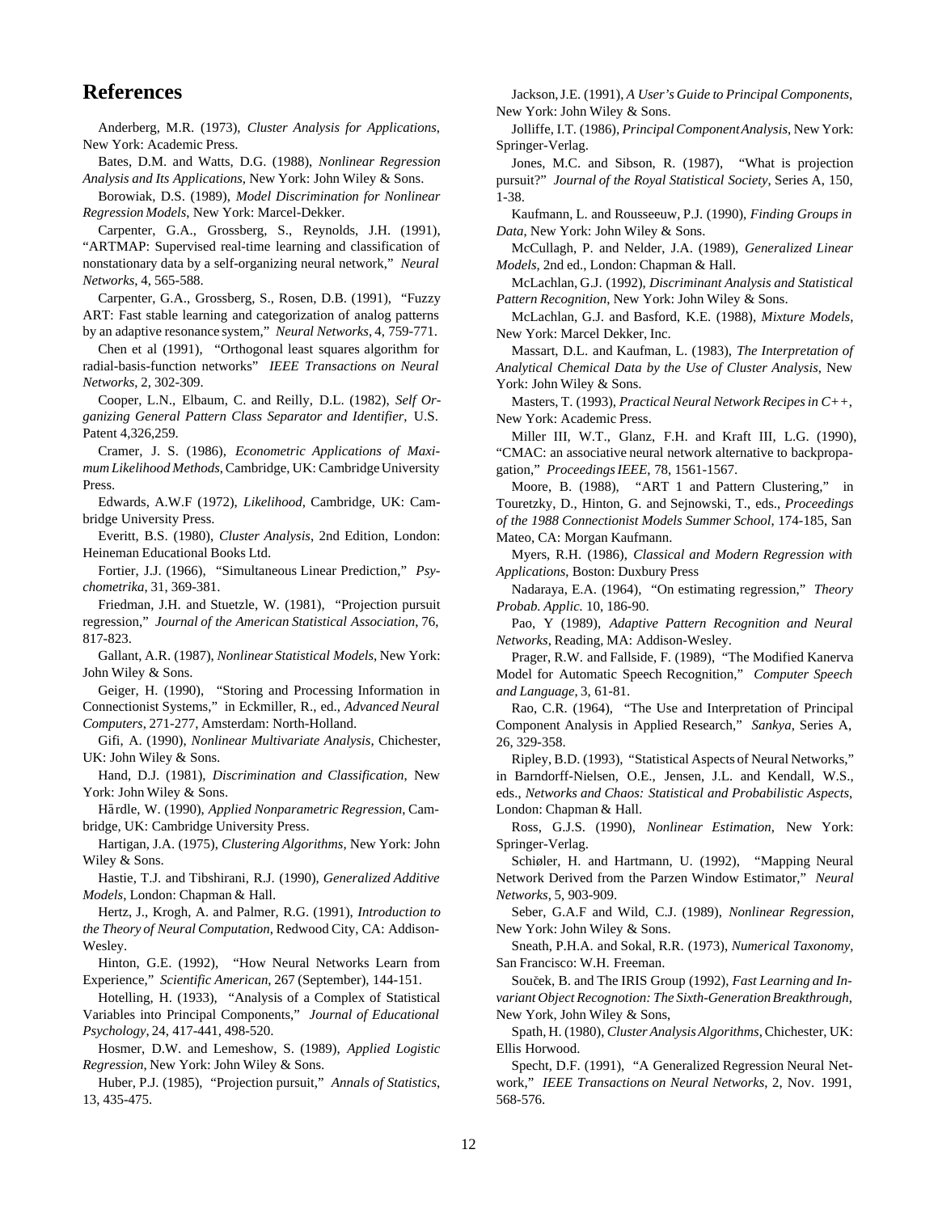## References

Anderberg, M.R. (1973), *Cluster Analysis for Applications*, New York: Academic Press.

Bates, D.M. and Watts, D.G. (1988), *Nonlinear Regression Analysis and Its Applications*, New York: John Wiley & Sons.

Borowiak, D.S. (1989), *Model Discrimination for Nonlinear Regression Models*, New York: Marcel-Dekker.

Carpenter, G.A., Grossberg, S., Reynolds, J.H. (1991), "ARTMAP: Supervised real-time learning and classification of nonstationary data by a self-organizing neural network," *Neural Networks*, 4, 565-588.

Carpenter, G.A., Grossberg, S., Rosen, D.B. (1991), "Fuzzy ART: Fast stable learning and categorization of analog patterns by an adaptive resonance system," *Neural Networks*, 4, 759-771.

Chen et al (1991), "Orthogonal least squares algorithm for radial-basis-function networks" *IEEE Transactions on Neural Networks*, 2, 302-309.

Cooper, L.N., Elbaum, C. and Reilly, D.L. (1982), *Self Organizing General Pattern Class Separator and Identifier*, U.S. Patent 4,326,259.

Cramer, J. S. (1986), *Econometric Applications of Maximum Likelihood Methods*, Cambridge, UK: Cambridge University Press.

Edwards, A.W.F (1972), *Likelihood*, Cambridge, UK: Cambridge University Press.

Everitt, B.S. (1980), *Cluster Analysis*, 2nd Edition, London: Heineman Educational Books Ltd.

Fortier, J.J. (1966), "Simultaneous Linear Prediction," *Psychometrika*, 31, 369-381.

Friedman, J.H. and Stuetzle, W. (1981), "Projection pursuit regression," *Journal of the American Statistical Association*, 76, 817-823.

Gallant, A.R. (1987), *Nonlinear Statistical Models*, New York: John Wiley & Sons.

Geiger, H. (1990), "Storing and Processing Information in Connectionist Systems," in Eckmiller, R., ed., *Advanced Neural Computers*, 271-277, Amsterdam: North-Holland.

Gifi, A. (1990), *Nonlinear Multivariate Analysis*, Chichester, UK: John Wiley & Sons.

Hand, D.J. (1981), *Discrimination and Classification*, New York: John Wiley & Sons.

Härdle, W. (1990), *Applied Nonparametric Regression*, Cambridge, UK: Cambridge University Press.

Hartigan, J.A. (1975), *Clustering Algorithms*, New York: John Wiley & Sons.

Hastie, T.J. and Tibshirani, R.J. (1990), *Generalized Additive Models*, London: Chapman & Hall.

Hertz, J., Krogh, A. and Palmer, R.G. (1991), *Introduction to the Theory of Neural Computation*, Redwood City, CA: Addison-Wesley.

Hinton, G.E. (1992), "How Neural Networks Learn from Experience," *Scientific American*, 267 (September), 144-151.

Hotelling, H. (1933), "Analysis of a Complex of Statistical Variables into Principal Components," *Journal of Educational Psychology*, 24, 417-441, 498-520.

Hosmer, D.W. and Lemeshow, S. (1989), *Applied Logistic Regression*, New York: John Wiley & Sons.

Huber, P.J. (1985), "Projection pursuit," *Annals of Statistics*, 13, 435-475.

Jackson, J.E. (1991), *A User's Guide to Principal Components*, New York: John Wiley & Sons.

Jolliffe, I.T. (1986), *Principal Component Analysis*, New York: Springer-Verlag.

Jones, M.C. and Sibson, R. (1987), "What is projection pursuit?" *Journal of the Royal Statistical Society*, Series A, 150, 1-38.

Kaufmann, L. and Rousseeuw, P.J. (1990), *Finding Groups in Data*, New York: John Wiley & Sons.

McCullagh, P. and Nelder, J.A. (1989), *Generalized Linear Models*, 2nd ed., London: Chapman & Hall.

McLachlan, G.J. (1992), *Discriminant Analysis and Statistical Pattern Recognition*, New York: John Wiley & Sons.

McLachlan, G.J. and Basford, K.E. (1988), *Mixture Models*, New York: Marcel Dekker, Inc.

Massart, D.L. and Kaufman, L. (1983), *The Interpretation of Analytical Chemical Data by the Use of Cluster Analysis*, New York: John Wiley & Sons.

Masters, T. (1993), *Practical Neural Network Recipes in C++*, New York: Academic Press.

Miller III, W.T., Glanz, F.H. and Kraft III, L.G. (1990), "CMAC: an associative neural network alternative to backpropagation," *Proceedings IEEE*, 78, 1561-1567.

Moore, B. (1988), "ART 1 and Pattern Clustering," in Touretzky, D., Hinton, G. and Sejnowski, T., eds., *Proceedings of the 1988 Connectionist Models Summer School*, 174-185, San Mateo, CA: Morgan Kaufmann.

Myers, R.H. (1986), *Classical and Modern Regression with Applications*, Boston: Duxbury Press

Nadaraya, E.A. (1964), "On estimating regression," *Theory Probab. Applic.* 10, 186-90.

Pao, Y (1989), *Adaptive Pattern Recognition and Neural Networks*, Reading, MA: Addison-Wesley.

Prager, R.W. and Fallside, F. (1989), "The Modified Kanerva Model for Automatic Speech Recognition," *Computer Speech and Language*, 3, 61-81.

Rao, C.R. (1964), "The Use and Interpretation of Principal Component Analysis in Applied Research," *Sankya*, Series A, 26, 329-358.

Ripley, B.D. (1993), "Statistical Aspects of Neural Networks," in Barndorff-Nielsen, O.E., Jensen, J.L. and Kendall, W.S., eds., *Networks and Chaos: Statistical and Probabilistic Aspects*, London: Chapman & Hall.

Ross, G.J.S. (1990), *Nonlinear Estimation*, New York: Springer-Verlag.

Schiøler, H. and Hartmann, U. (1992), "Mapping Neural Network Derived from the Parzen Window Estimator," *Neural Networks*, 5, 903-909.

Seber, G.A.F and Wild, C.J. (1989), *Nonlinear Regression*, New York: John Wiley & Sons.

Sneath, P.H.A. and Sokal, R.R. (1973), *Numerical Taxonomy*, San Francisco: W.H. Freeman.

Souček, B. and The IRIS Group (1992), *Fast Learning and Invariant Object Recognotion: The Sixth-Generation Breakthrough*, New York, John Wiley & Sons,

Spath, H. (1980), *Cluster Analysis Algorithms*, Chichester, UK: Ellis Horwood.

Specht, D.F. (1991), "A Generalized Regression Neural Network," *IEEE Transactions on Neural Networks*, 2, Nov. 1991, 568-576.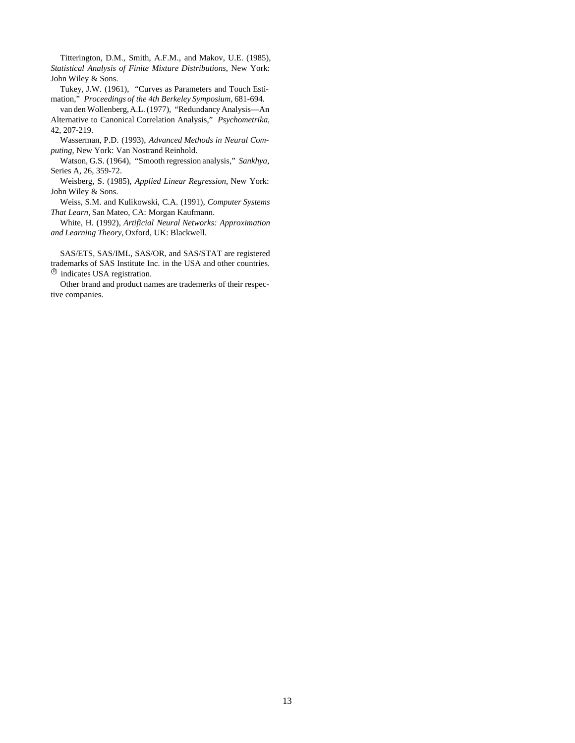Titterington, D.M., Smith, A.F.M., and Makov, U.E. (1985), *Statistical Analysis of Finite Mixture Distributions*, New York: John Wiley & Sons.

Tukey, J.W. (1961), "Curves as Parameters and Touch Estimation," *Proceedings of the 4th Berkeley Symposium*, 681-694.

van den Wollenberg, A.L. (1977), "Redundancy Analysis—An Alternative to Canonical Correlation Analysis," *Psychometrika*, 42, 207-219.

Wasserman, P.D. (1993), *Advanced Methods in Neural Computing*, New York: Van Nostrand Reinhold.

Watson, G.S. (1964), "Smooth regression analysis," *Sankhya*, Series A, 26, 359-72.

Weisberg, S. (1985), *Applied Linear Regression*, New York: John Wiley & Sons.

Weiss, S.M. and Kulikowski, C.A. (1991), *Computer Systems That Learn*, San Mateo, CA: Morgan Kaufmann.

White, H. (1992), *Artificial Neural Networks: Approximation and Learning Theory*, Oxford, UK: Blackwell.

SAS/ETS, SAS/IML, SAS/OR, and SAS/STAT are registered trademarks of SAS Institute Inc. in the USA and other countries. ® indicates USA registration.

Other brand and product names are trademerks of their respective companies.